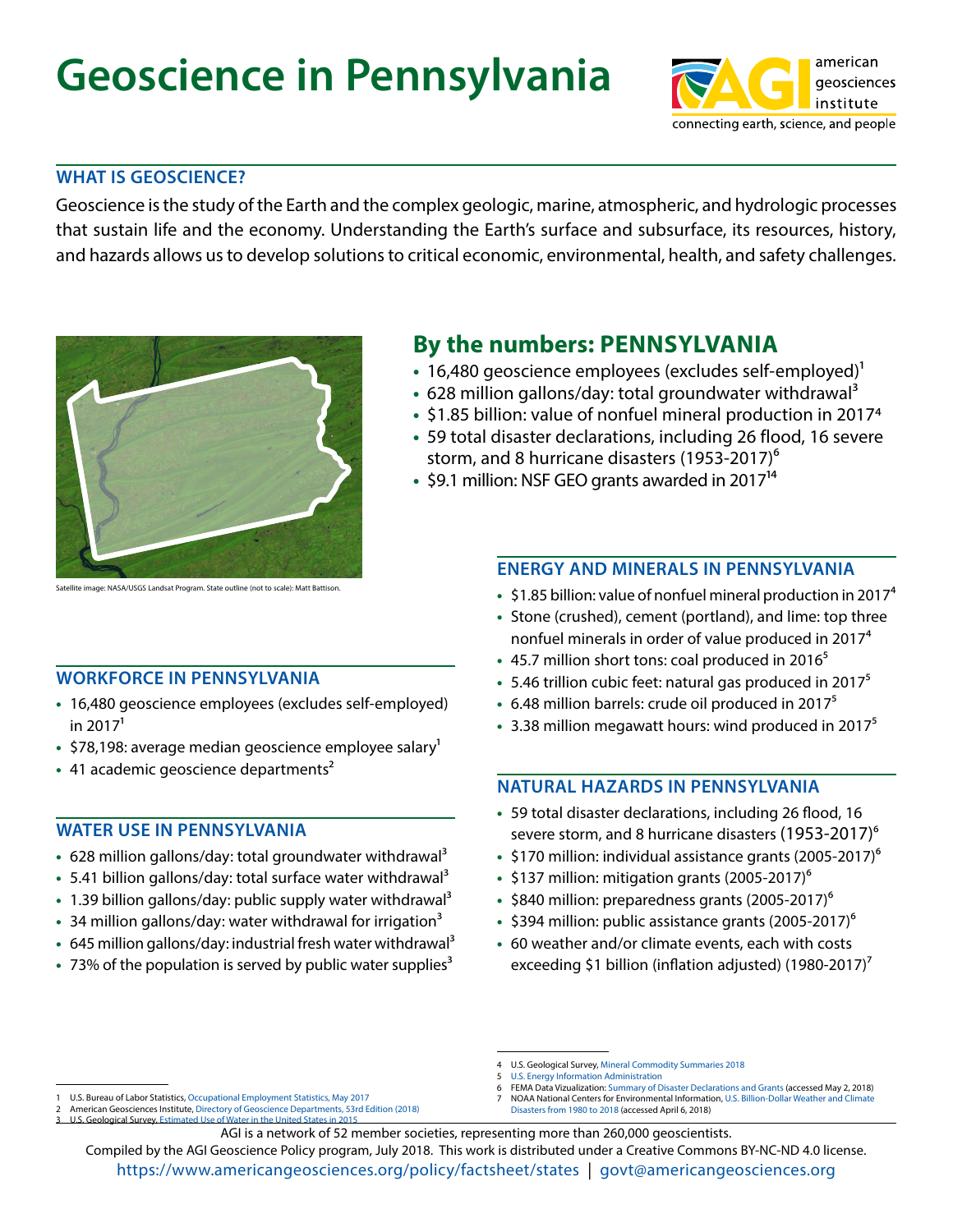# Geoscience in Pennsylvania

american geosciences institute
connecting earth, science, and people

## WHAT IS GEOSCIENCE?

Geoscience is the study of the Earth and the complex geologic, marine, atmospheric, and hydrologic processes that sustain life and the economy. Understanding the Earth's surface and subsurface, its resources, history, and hazards allows us to develop solutions to critical economic, environmental, health, and safety challenges.

Satellite image: NASA/USGS Landsat Program. State outline (not to scale): Matt Battison.

## By the numbers: PENNSYLVANIA

- 16,480 geoscience employees (excludes self-employed)[1]
- 628 million gallons/day: total groundwater withdrawal[3]
- $1.85 billion: value of nonfuel mineral production in 2017[4]
- 59 total disaster declarations, including 26 flood, 16 severe storm, and 8 hurricane disasters (1953-2017)[6]
- $9.1 million: NSF GEO grants awarded in 2017[14]

### WORKFORCE IN PENNSYLVANIA

- 16,480 geoscience employees (excludes self-employed) in 2017[1]
- $78,198: average median geoscience employee salary[1]
- 41 academic geoscience departments[2]

### WATER USE IN PENNSYLVANIA

- 628 million gallons/day: total groundwater withdrawal[3]
- 5.41 billion gallons/day: total surface water withdrawal[3]
- 1.39 billion gallons/day: public supply water withdrawal[3]
- 34 million gallons/day: water withdrawal for irrigation[3]
- 645 million gallons/day: industrial fresh water withdrawal[3]
- 73% of the population is served by public water supplies[3]

### ENERGY AND MINERALS IN PENNSYLVANIA

- $1.85 billion: value of nonfuel mineral production in 2017[4]
- Stone (crushed), cement (portland), and lime: top three nonfuel minerals in order of value produced in 2017[4]
- 45.7 million short tons: coal produced in 2016[5]
- 5.46 trillion cubic feet: natural gas produced in 2017[5]
- 6.48 million barrels: crude oil produced in 2017[5]
- 3.38 million megawatt hours: wind produced in 2017[5]

### NATURAL HAZARDS IN PENNSYLVANIA

- 59 total disaster declarations, including 26 flood, 16 severe storm, and 8 hurricane disasters (1953-2017)[6]
- $170 million: individual assistance grants (2005-2017)[6]
- $137 million: mitigation grants (2005-2017)[6]
- $840 million: preparedness grants (2005-2017)[6]
- $394 million: public assistance grants (2005-2017)[6]
- 60 weather and/or climate events, each with costs exceeding $1 billion (inflation adjusted) (1980-2017)[7]

---

1 U.S. Bureau of Labor Statistics, Occupational Employment Statistics, May 2017
2 American Geosciences Institute, Directory of Geoscience Departments, 53rd Edition (2018)
3 U.S. Geological Survey, Estimated Use of Water in the United States in 2015
4 U.S. Geological Survey, Mineral Commodity Summaries 2018
5 U.S. Energy Information Administration
6 FEMA Data Vizualization: Summary of Disaster Declarations and Grants (accessed May 2, 2018)
7 NOAA National Centers for Environmental Information, U.S. Billion-Dollar Weather and Climate Disasters from 1980 to 2018 (accessed April 6, 2018)

AGI is a network of 52 member societies, representing more than 260,000 geoscientists.

Compiled by the AGI Geoscience Policy program, July 2018. This work is distributed under a Creative Commons BY-NC-ND 4.0 license.

https://www.americangeosciences.org/policy/factsheet/states | govt@americangeosciences.org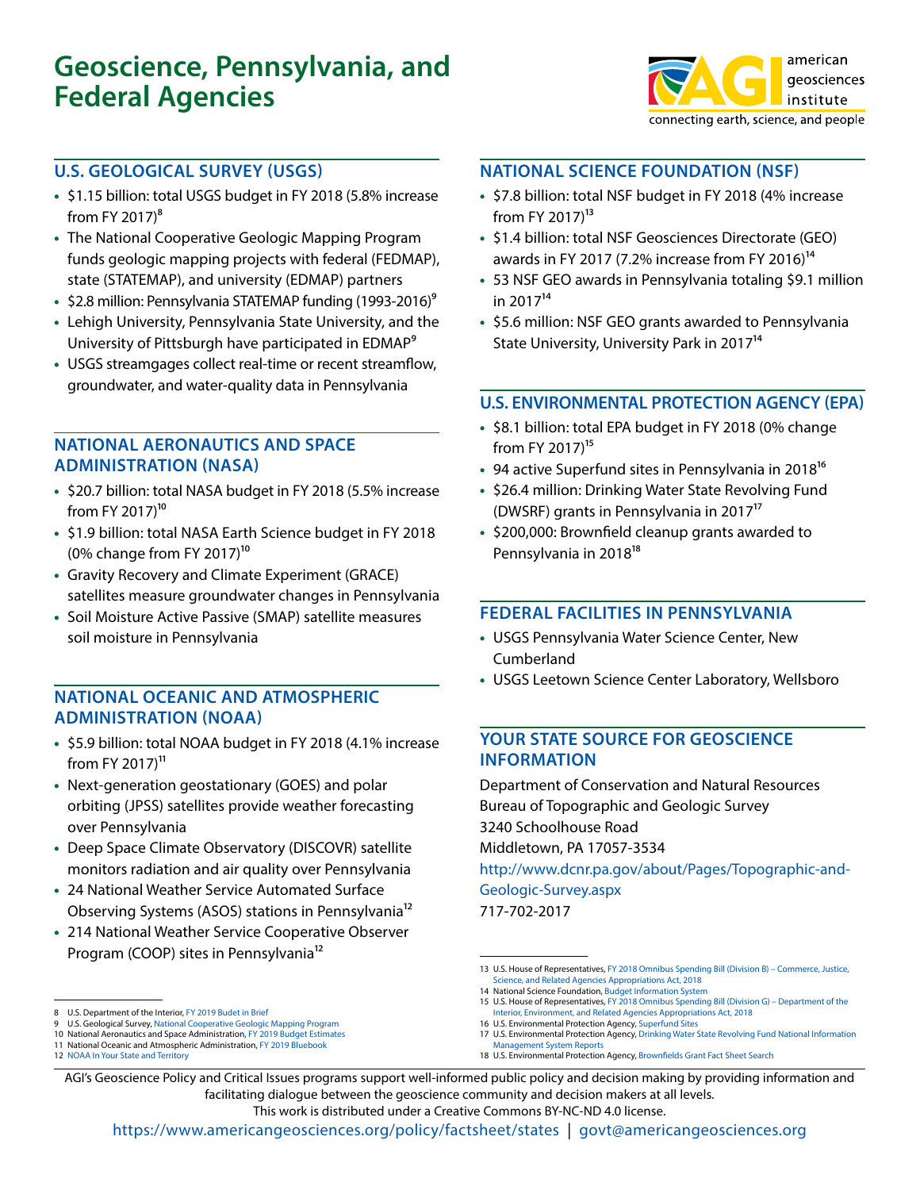# Geoscience, Pennsylvania, and Federal Agencies

american geosciences institute
connecting earth, science, and people

## U.S. GEOLOGICAL SURVEY (USGS)

- $1.15 billion: total USGS budget in FY 2018 (5.8% increase from FY 2017)[8]
- The National Cooperative Geologic Mapping Program funds geologic mapping projects with federal (FEDMAP), state (STATEMAP), and university (EDMAP) partners
- $2.8 million: Pennsylvania STATEMAP funding (1993-2016)[9]
- Lehigh University, Pennsylvania State University, and the University of Pittsburgh have participated in EDMAP[9]
- USGS streamgages collect real-time or recent streamflow, groundwater, and water-quality data in Pennsylvania

## NATIONAL AERONAUTICS AND SPACE ADMINISTRATION (NASA)

- $20.7 billion: total NASA budget in FY 2018 (5.5% increase from FY 2017)[10]
- $1.9 billion: total NASA Earth Science budget in FY 2018 (0% change from FY 2017)[10]
- Gravity Recovery and Climate Experiment (GRACE) satellites measure groundwater changes in Pennsylvania
- Soil Moisture Active Passive (SMAP) satellite measures soil moisture in Pennsylvania

## NATIONAL OCEANIC AND ATMOSPHERIC ADMINISTRATION (NOAA)

- $5.9 billion: total NOAA budget in FY 2018 (4.1% increase from FY 2017)[11]
- Next-generation geostationary (GOES) and polar orbiting (JPSS) satellites provide weather forecasting over Pennsylvania
- Deep Space Climate Observatory (DISCOVR) satellite monitors radiation and air quality over Pennsylvania
- 24 National Weather Service Automated Surface Observing Systems (ASOS) stations in Pennsylvania[12]
- 214 National Weather Service Cooperative Observer Program (COOP) sites in Pennsylvania[12]

8 U.S. Department of the Interior, FY 2019 Budet in Brief
9 U.S. Geological Survey, National Cooperative Geologic Mapping Program
10 National Aeronautics and Space Administration, FY 2019 Budget Estimates
11 National Oceanic and Atmospheric Administration, FY 2019 Bluebook
12 NOAA In Your State and Territory

## NATIONAL SCIENCE FOUNDATION (NSF)

- $7.8 billion: total NSF budget in FY 2018 (4% increase from FY 2017)[13]
- $1.4 billion: total NSF Geosciences Directorate (GEO) awards in FY 2017 (7.2% increase from FY 2016)[14]
- 53 NSF GEO awards in Pennsylvania totaling $9.1 million in 2017[14]
- $5.6 million: NSF GEO grants awarded to Pennsylvania State University, University Park in 2017[14]

## U.S. ENVIRONMENTAL PROTECTION AGENCY (EPA)

- $8.1 billion: total EPA budget in FY 2018 (0% change from FY 2017)[15]
- 94 active Superfund sites in Pennsylvania in 2018[16]
- $26.4 million: Drinking Water State Revolving Fund (DWSRF) grants in Pennsylvania in 2017[17]
- $200,000: Brownfield cleanup grants awarded to Pennsylvania in 2018[18]

## FEDERAL FACILITIES IN PENNSYLVANIA

- USGS Pennsylvania Water Science Center, New Cumberland
- USGS Leetown Science Center Laboratory, Wellsboro

## YOUR STATE SOURCE FOR GEOSCIENCE INFORMATION

Department of Conservation and Natural Resources
Bureau of Topographic and Geologic Survey
3240 Schoolhouse Road
Middletown, PA 17057-3534
http://www.dcnr.pa.gov/about/Pages/Topographic-and-Geologic-Survey.aspx
717-702-2017

13 U.S. House of Representatives, FY 2018 Omnibus Spending Bill (Division B) – Commerce, Justice, Science, and Related Agencies Appropriations Act, 2018
14 National Science Foundation, Budget Information System
15 U.S. House of Representatives, FY 2018 Omnibus Spending Bill (Division G) – Department of the Interior, Environment, and Related Agencies Appropriations Act, 2018
16 U.S. Environmental Protection Agency, Superfund Sites
17 U.S. Environmental Protection Agency, Drinking Water State Revolving Fund National Information Management System Reports
18 U.S. Environmental Protection Agency, Brownfields Grant Fact Sheet Search

AGI's Geoscience Policy and Critical Issues programs support well-informed public policy and decision making by providing information and facilitating dialogue between the geoscience community and decision makers at all levels.
This work is distributed under a Creative Commons BY-NC-ND 4.0 license.

https://www.americangeosciences.org/policy/factsheet/states | govt@americangeosciences.org